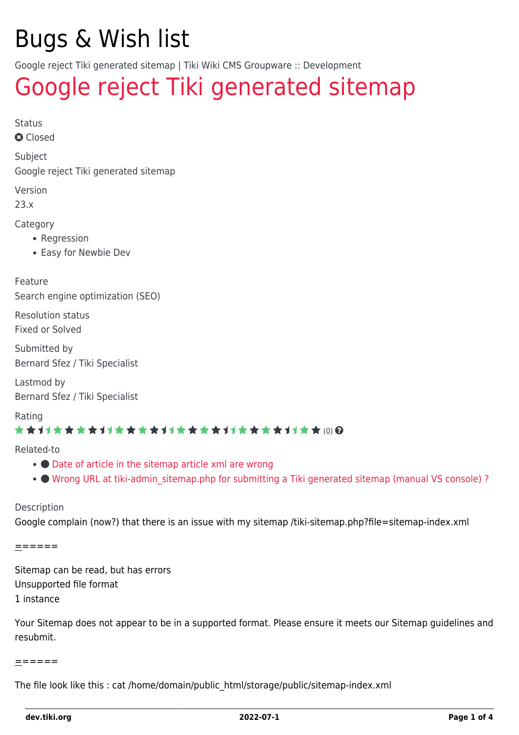# Bugs & Wish list

Google reject Tiki generated sitemap | Tiki Wiki CMS Groupware :: Development

## Google reject Tiki generated sitemap

Status

Closed

Subject

Google reject Tiki generated sitemap

Version

23.x

Category

- Regression
- Easy for Newbie Dev

Feature

Search engine optimization (SEO)

Resolution status

Fixed or Solved

Submitted by

Bernard Sfez / Tiki Specialist

Lastmod by

Bernard Sfez / Tiki Specialist

Rating

(0)

Related-to

- Date of article in the sitemap article xml are wrong
- Wrong URL at tiki-admin_sitemap.php for submitting a Tiki generated sitemap (manual VS console) ?

Description

Google complain (now?) that there is an issue with my sitemap /tiki-sitemap.php?file=sitemap-index.xml

======

Sitemap can be read, but has errors
Unsupported file format
1 instance

Your Sitemap does not appear to be in a supported format. Please ensure it meets our Sitemap guidelines and resubmit.

======

The file look like this : cat /home/domain/public_html/storage/public/sitemap-index.xml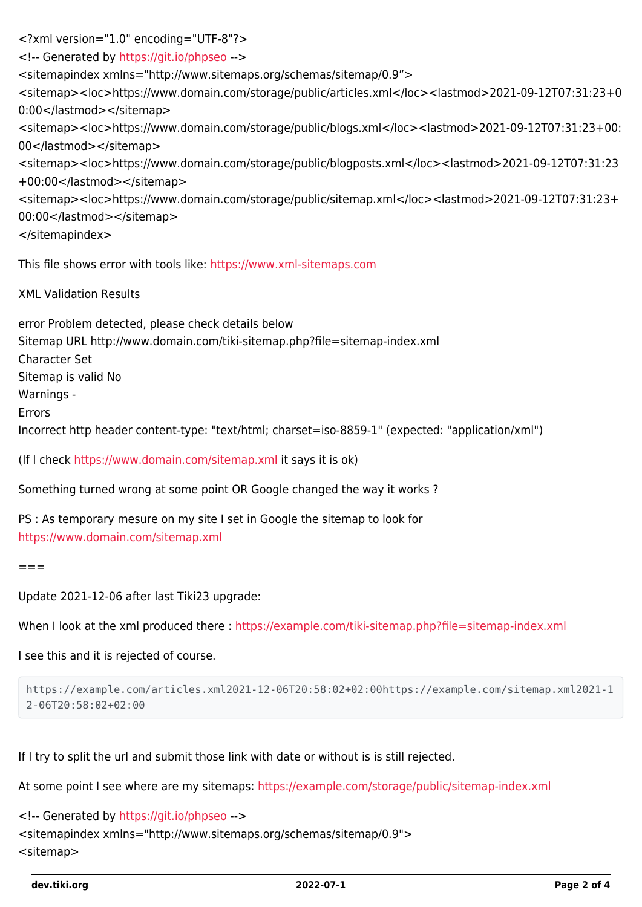<?xml version="1.0" encoding="UTF-8"?>
<!-- Generated by https://git.io/phpseo -->
<sitemapindex xmlns="http://www.sitemaps.org/schemas/sitemap/0.9”>
<sitemap><loc>https://www.domain.com/storage/public/articles.xml</loc><lastmod>2021-09-12T07:31:23+00:00</lastmod></sitemap>
<sitemap><loc>https://www.domain.com/storage/public/blogs.xml</loc><lastmod>2021-09-12T07:31:23+00:00</lastmod></sitemap>
<sitemap><loc>https://www.domain.com/storage/public/blogposts.xml</loc><lastmod>2021-09-12T07:31:23+00:00</lastmod></sitemap>
<sitemap><loc>https://www.domain.com/storage/public/sitemap.xml</loc><lastmod>2021-09-12T07:31:23+00:00</lastmod></sitemap>
</sitemapindex>

This file shows error with tools like: https://www.xml-sitemaps.com

XML Validation Results

error Problem detected, please check details below
Sitemap URL http://www.domain.com/tiki-sitemap.php?file=sitemap-index.xml
Character Set
Sitemap is valid No
Warnings -
Errors
Incorrect http header content-type: "text/html; charset=iso-8859-1" (expected: "application/xml")

(If I check https://www.domain.com/sitemap.xml it says it is ok)

Something turned wrong at some point OR Google changed the way it works ?

PS : As temporary mesure on my site I set in Google the sitemap to look for https://www.domain.com/sitemap.xml

===

Update 2021-12-06 after last Tiki23 upgrade:

When I look at the xml produced there : https://example.com/tiki-sitemap.php?file=sitemap-index.xml

I see this and it is rejected of course.

```
https://example.com/articles.xml2021-12-06T20:58:02+02:00https://example.com/sitemap.xml2021-12-06T20:58:02+02:00
```

If I try to split the url and submit those link with date or without is is still rejected.

At some point I see where are my sitemaps: https://example.com/storage/public/sitemap-index.xml

<!-- Generated by https://git.io/phpseo -->
<sitemapindex xmlns="http://www.sitemaps.org/schemas/sitemap/0.9">
<sitemap>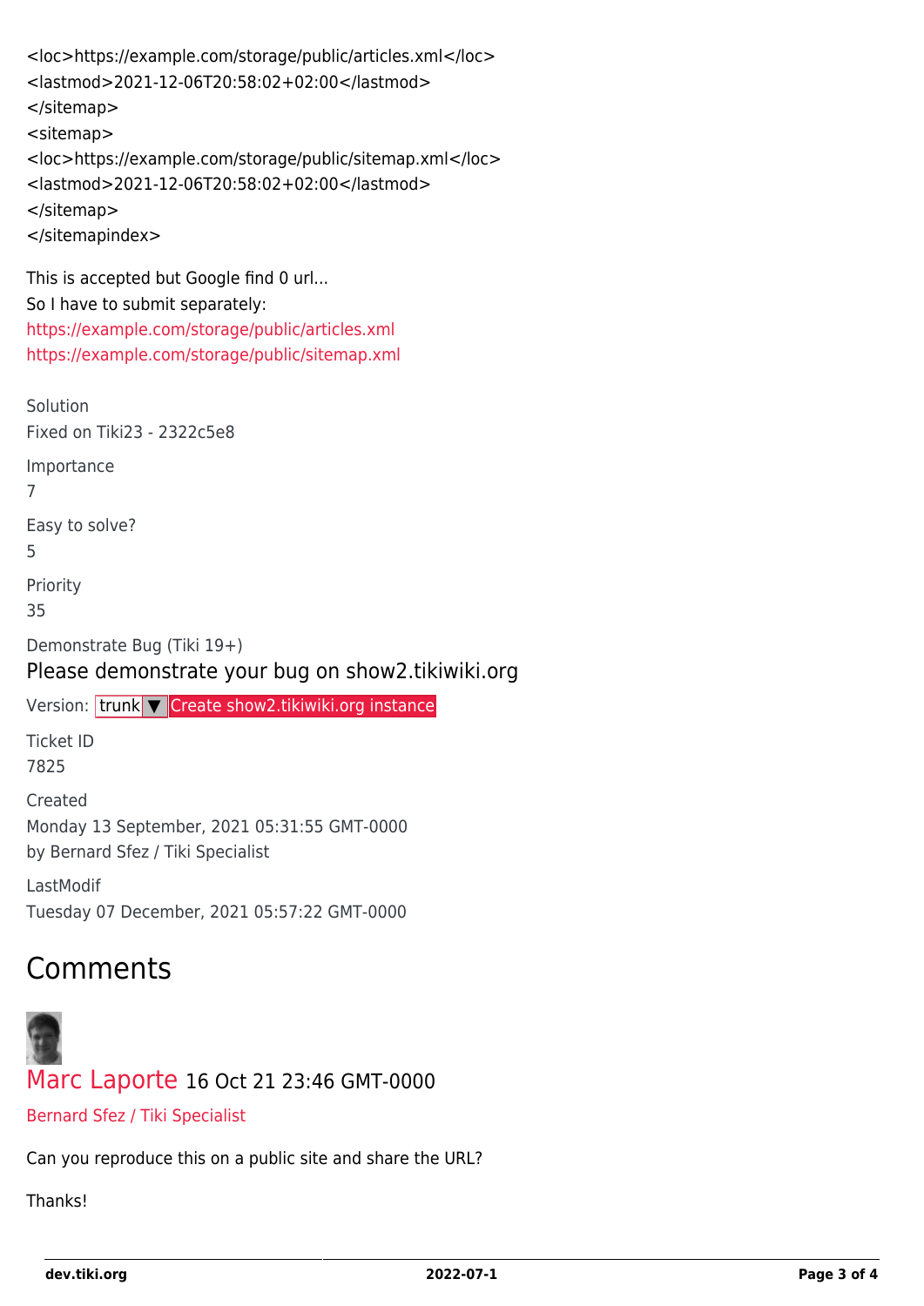```
<loc>https://example.com/storage/public/articles.xml</loc>
<lastmod>2021-12-06T20:58:02+02:00</lastmod>
</sitemap>
<sitemap>
<loc>https://example.com/storage/public/sitemap.xml</loc>
<lastmod>2021-12-06T20:58:02+02:00</lastmod>
</sitemap>
</sitemapindex>
```

This is accepted but Google find 0 url...
So I have to submit separately:
https://example.com/storage/public/articles.xml
https://example.com/storage/public/sitemap.xml

Solution
Fixed on Tiki23 - 2322c5e8

Importance
7

Easy to solve?
5

Priority
35

Demonstrate Bug (Tiki 19+)

Please demonstrate your bug on show2.tikiwiki.org

Version: trunk ▼ Create show2.tikiwiki.org instance

Ticket ID
7825

Created
Monday 13 September, 2021 05:31:55 GMT-0000
by Bernard Sfez / Tiki Specialist

LastModif
Tuesday 07 December, 2021 05:57:22 GMT-0000

# Comments

Marc Laporte 16 Oct 21 23:46 GMT-0000

Bernard Sfez / Tiki Specialist

Can you reproduce this on a public site and share the URL?

Thanks!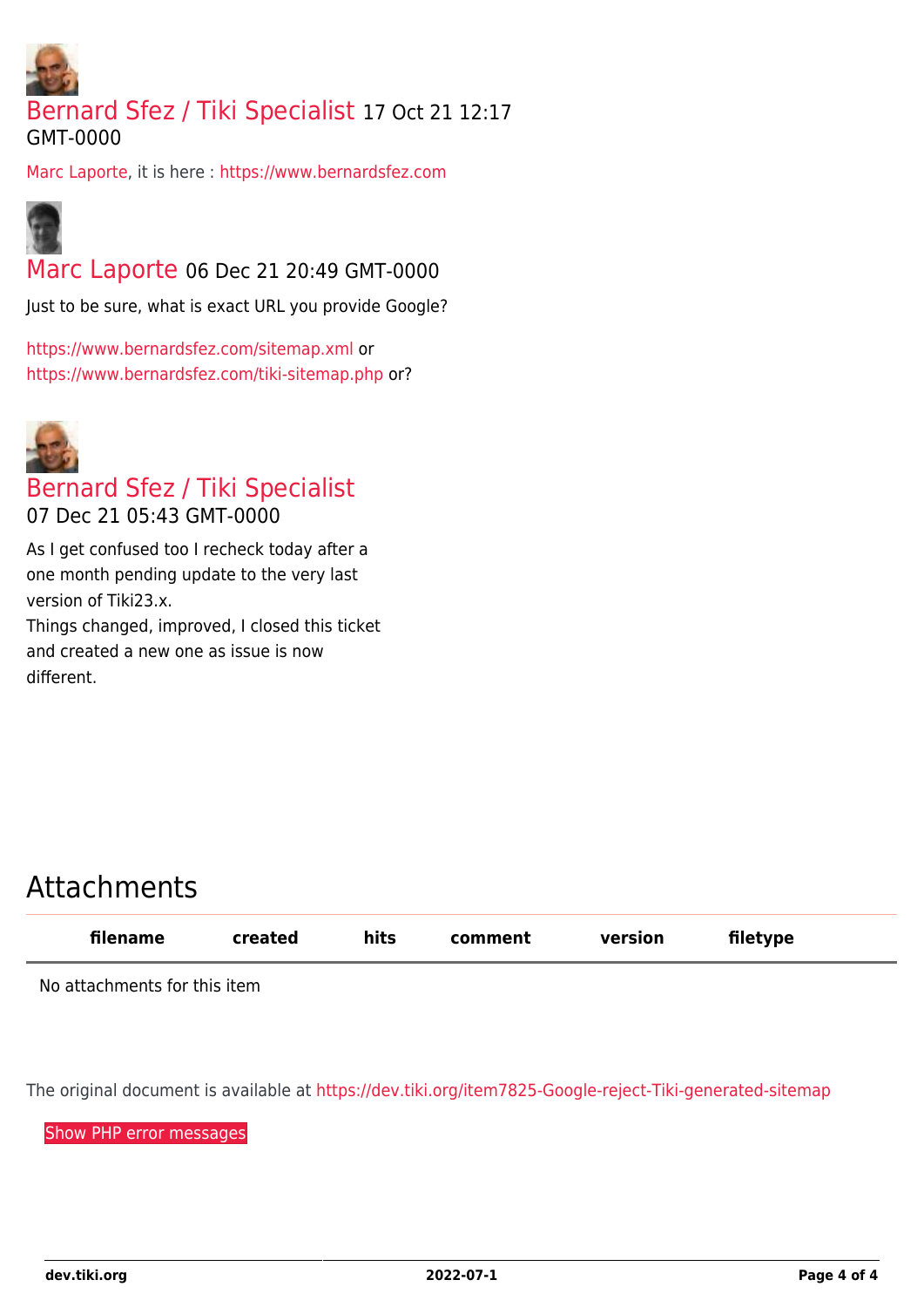Bernard Sfez / Tiki Specialist 17 Oct 21 12:17 GMT-0000

Marc Laporte, it is here : https://www.bernardsfez.com

Marc Laporte 06 Dec 21 20:49 GMT-0000

Just to be sure, what is exact URL you provide Google?

https://www.bernardsfez.com/sitemap.xml or
https://www.bernardsfez.com/tiki-sitemap.php or?

Bernard Sfez / Tiki Specialist 07 Dec 21 05:43 GMT-0000

As I get confused too I recheck today after a one month pending update to the very last version of Tiki23.x.
Things changed, improved, I closed this ticket and created a new one as issue is now different.

# Attachments

| filename | created | hits | comment | version | filetype |
|---|---|---|---|---|---|
| No attachments for this item | | | | | |

The original document is available at https://dev.tiki.org/item7825-Google-reject-Tiki-generated-sitemap

Show PHP error messages